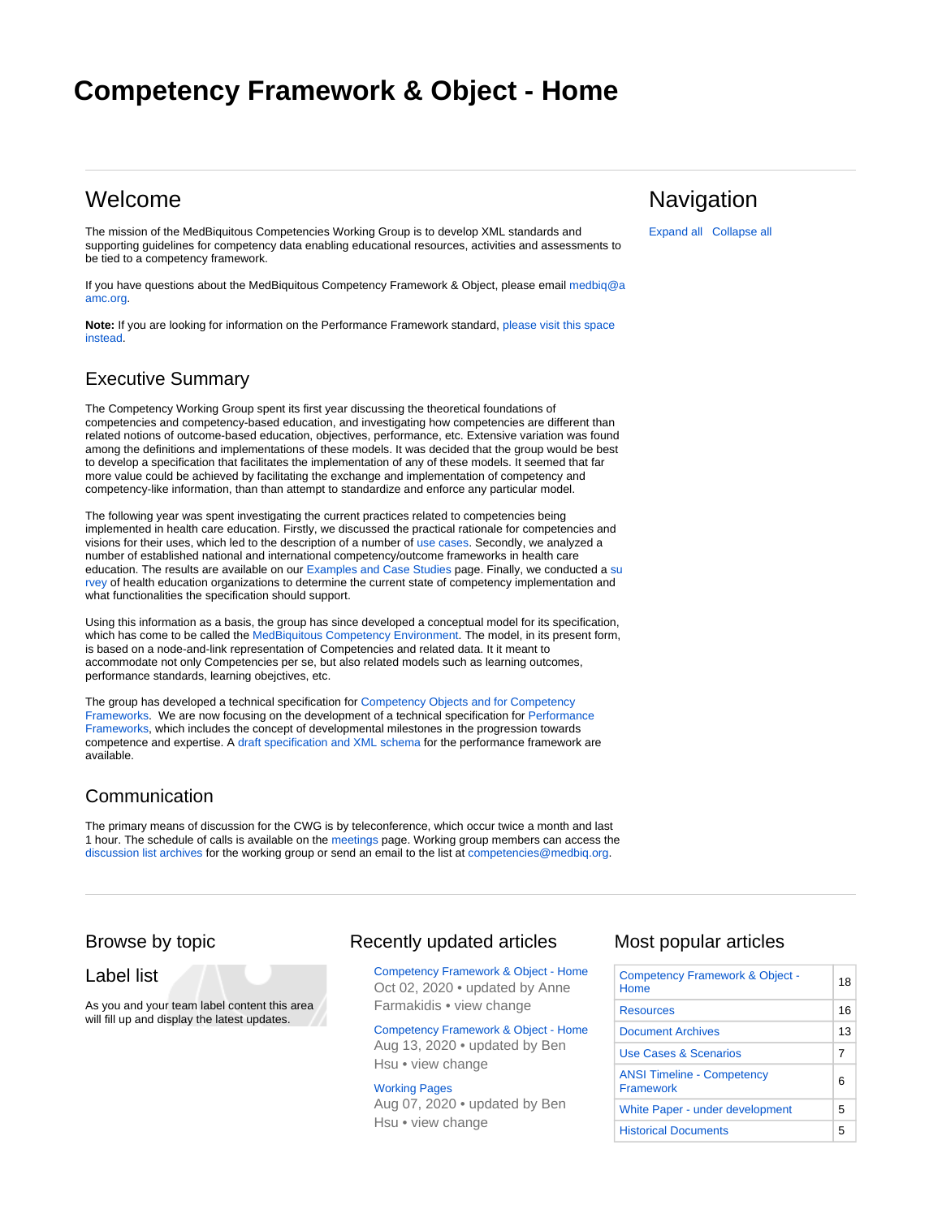# Competency Framework & Object - Home

## Welcome

The mission of the MedBiquitous Competencies Working Group is to develop XML standards and supporting guidelines for competency data enabling educational resources, activities and assessments to be tied to a competency framework.

If you have questions about the MedBiquitous Competency Framework & Object, please email medbiq@aamc.org.

**Note:** If you are looking for information on the Performance Framework standard, please visit this space instead.

## Executive Summary

The Competency Working Group spent its first year discussing the theoretical foundations of competencies and competency-based education, and investigating how competencies are different than related notions of outcome-based education, objectives, performance, etc. Extensive variation was found among the definitions and implementations of these models. It was decided that the group would be best to develop a specification that facilitates the implementation of any of these models. It seemed that far more value could be achieved by facilitating the exchange and implementation of competency and competency-like information, than than attempt to standardize and enforce any particular model.

The following year was spent investigating the current practices related to competencies being implemented in health care education. Firstly, we discussed the practical rationale for competencies and visions for their uses, which led to the description of a number of use cases. Secondly, we analyzed a number of established national and international competency/outcome frameworks in health care education. The results are available on our Examples and Case Studies page. Finally, we conducted a survey of health education organizations to determine the current state of competency implementation and what functionalities the specification should support.

Using this information as a basis, the group has since developed a conceptual model for its specification, which has come to be called the MedBiquitous Competency Environment. The model, in its present form, is based on a node-and-link representation of Competencies and related data. It it meant to accommodate not only Competencies per se, but also related models such as learning outcomes, performance standards, learning obejctives, etc.

The group has developed a technical specification for Competency Objects and for Competency Frameworks. We are now focusing on the development of a technical specification for Performance Frameworks, which includes the concept of developmental milestones in the progression towards competence and expertise. A draft specification and XML schema for the performance framework are available.

## Communication

The primary means of discussion for the CWG is by teleconference, which occur twice a month and last 1 hour. The schedule of calls is available on the meetings page. Working group members can access the discussion list archives for the working group or send an email to the list at competencies@medbiq.org.

## Navigation

Expand all Collapse all

## Browse by topic

### Label list

As you and your team label content this area will fill up and display the latest updates.

## Recently updated articles

Competency Framework & Object - Home
Oct 02, 2020 • updated by Anne Farmakidis • view change

Competency Framework & Object - Home
Aug 13, 2020 • updated by Ben Hsu • view change

Working Pages
Aug 07, 2020 • updated by Ben Hsu • view change

## Most popular articles

| Article | Views |
|---|---|
| Competency Framework & Object - Home | 18 |
| Resources | 16 |
| Document Archives | 13 |
| Use Cases & Scenarios | 7 |
| ANSI Timeline - Competency Framework | 6 |
| White Paper - under development | 5 |
| Historical Documents | 5 |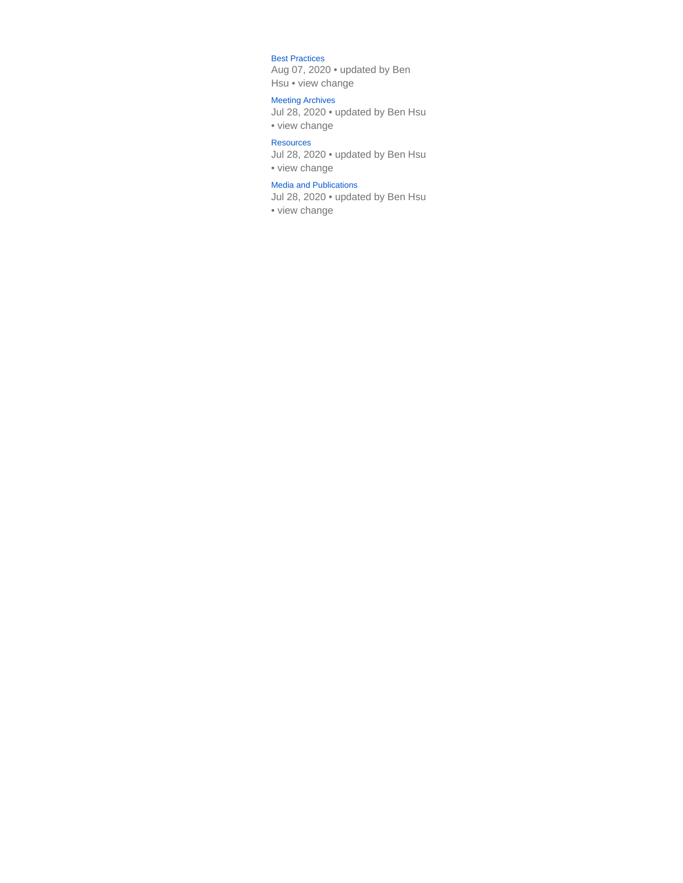Best Practices
Aug 07, 2020 • updated by Ben Hsu • view change

Meeting Archives
Jul 28, 2020 • updated by Ben Hsu • view change

Resources
Jul 28, 2020 • updated by Ben Hsu • view change

Media and Publications
Jul 28, 2020 • updated by Ben Hsu • view change